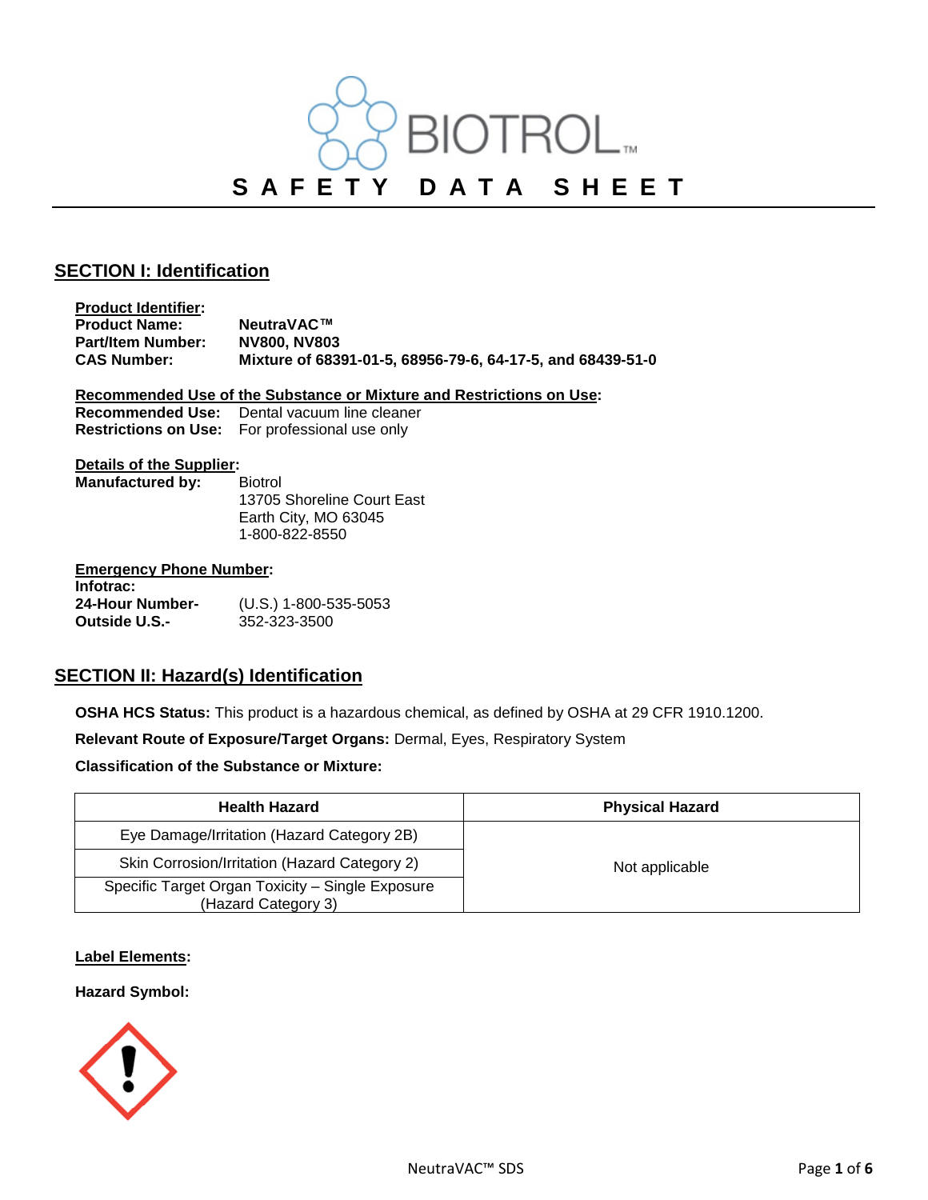# BIOTROL™

# SAFETY DATA SHEET

## SECTION I: Identification

**Product Identifier:**

**Product Name:** **NeutraVAC™**
**Part/Item Number:** **NV800, NV803**
**CAS Number:** **Mixture of 68391-01-5, 68956-79-6, 64-17-5, and 68439-51-0**

**Recommended Use of the Substance or Mixture and Restrictions on Use:**

**Recommended Use:** Dental vacuum line cleaner
**Restrictions on Use:** For professional use only

**Details of the Supplier:**

**Manufactured by:** Biotrol
13705 Shoreline Court East
Earth City, MO 63045
1-800-822-8550

**Emergency Phone Number:**

**Infotrac:**
**24-Hour Number-** (U.S.) 1-800-535-5053
**Outside U.S.-** 352-323-3500

## SECTION II: Hazard(s) Identification

**OSHA HCS Status:** This product is a hazardous chemical, as defined by OSHA at 29 CFR 1910.1200.

**Relevant Route of Exposure/Target Organs:** Dermal, Eyes, Respiratory System

**Classification of the Substance or Mixture:**

| Health Hazard | Physical Hazard |
|---|---|
| Eye Damage/Irritation (Hazard Category 2B) | Not applicable |
| Skin Corrosion/Irritation (Hazard Category 2) | |
| Specific Target Organ Toxicity – Single Exposure (Hazard Category 3) | |

**Label Elements:**

**Hazard Symbol:**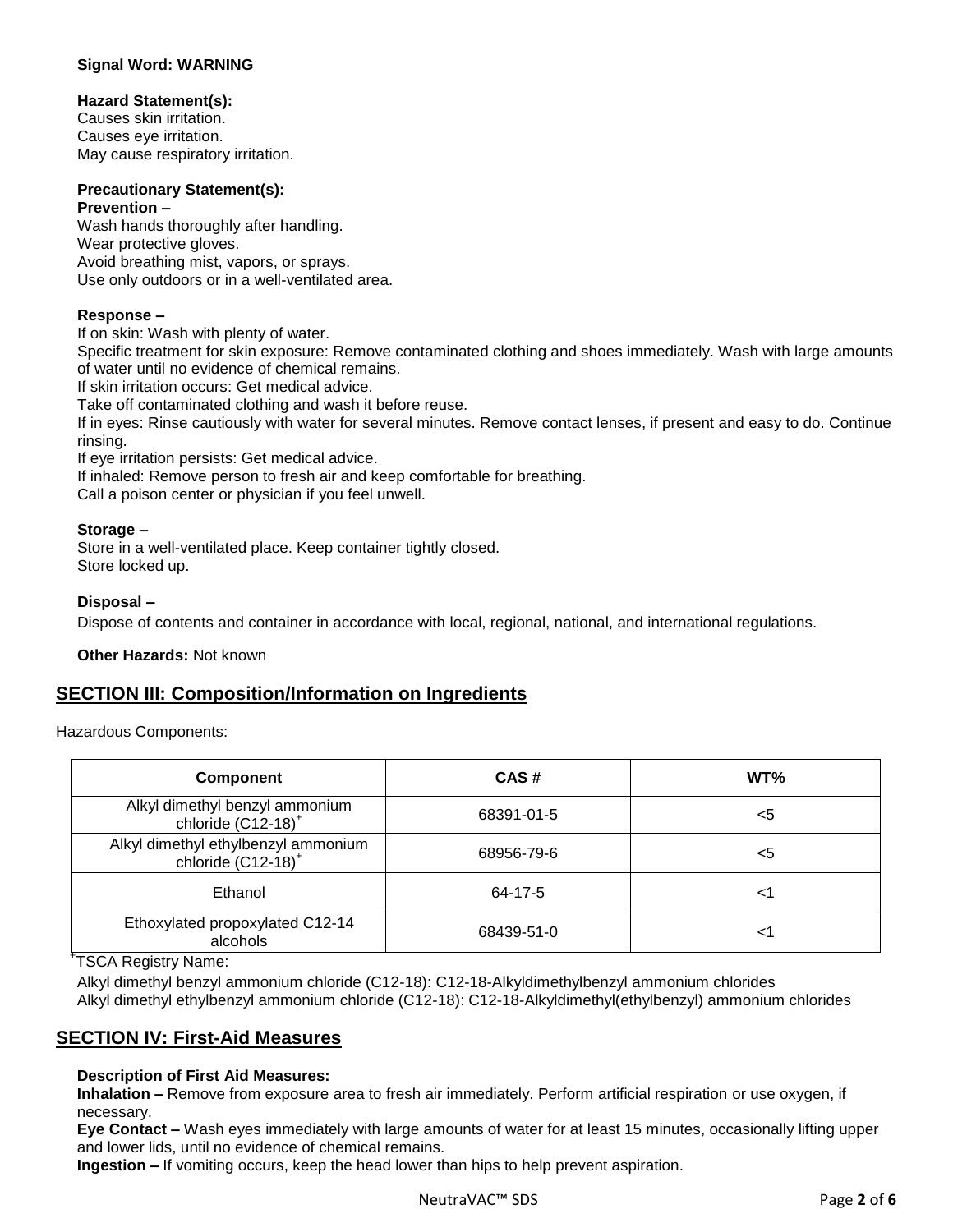**Signal Word: WARNING**

**Hazard Statement(s):**
Causes skin irritation.
Causes eye irritation.
May cause respiratory irritation.

**Precautionary Statement(s):**
**Prevention –**
Wash hands thoroughly after handling.
Wear protective gloves.
Avoid breathing mist, vapors, or sprays.
Use only outdoors or in a well-ventilated area.

**Response –**
If on skin: Wash with plenty of water.
Specific treatment for skin exposure: Remove contaminated clothing and shoes immediately. Wash with large amounts of water until no evidence of chemical remains.
If skin irritation occurs: Get medical advice.
Take off contaminated clothing and wash it before reuse.
If in eyes: Rinse cautiously with water for several minutes. Remove contact lenses, if present and easy to do. Continue rinsing.
If eye irritation persists: Get medical advice.
If inhaled: Remove person to fresh air and keep comfortable for breathing.
Call a poison center or physician if you feel unwell.

**Storage –**
Store in a well-ventilated place. Keep container tightly closed.
Store locked up.

**Disposal –**
Dispose of contents and container in accordance with local, regional, national, and international regulations.

**Other Hazards:** Not known

## SECTION III: Composition/Information on Ingredients

Hazardous Components:

| Component | CAS # | WT% |
|---|---|---|
| Alkyl dimethyl benzyl ammonium chloride (C12-18)[+] | 68391-01-5 | <5 |
| Alkyl dimethyl ethylbenzyl ammonium chloride (C12-18)[+] | 68956-79-6 | <5 |
| Ethanol | 64-17-5 | <1 |
| Ethoxylated propoxylated C12-14 alcohols | 68439-51-0 | <1 |

[+]TSCA Registry Name:
Alkyl dimethyl benzyl ammonium chloride (C12-18): C12-18-Alkyldimethylbenzyl ammonium chlorides
Alkyl dimethyl ethylbenzyl ammonium chloride (C12-18): C12-18-Alkyldimethyl(ethylbenzyl) ammonium chlorides

## SECTION IV: First-Aid Measures

**Description of First Aid Measures:**
**Inhalation –** Remove from exposure area to fresh air immediately. Perform artificial respiration or use oxygen, if necessary.
**Eye Contact –** Wash eyes immediately with large amounts of water for at least 15 minutes, occasionally lifting upper and lower lids, until no evidence of chemical remains.
**Ingestion –** If vomiting occurs, keep the head lower than hips to help prevent aspiration.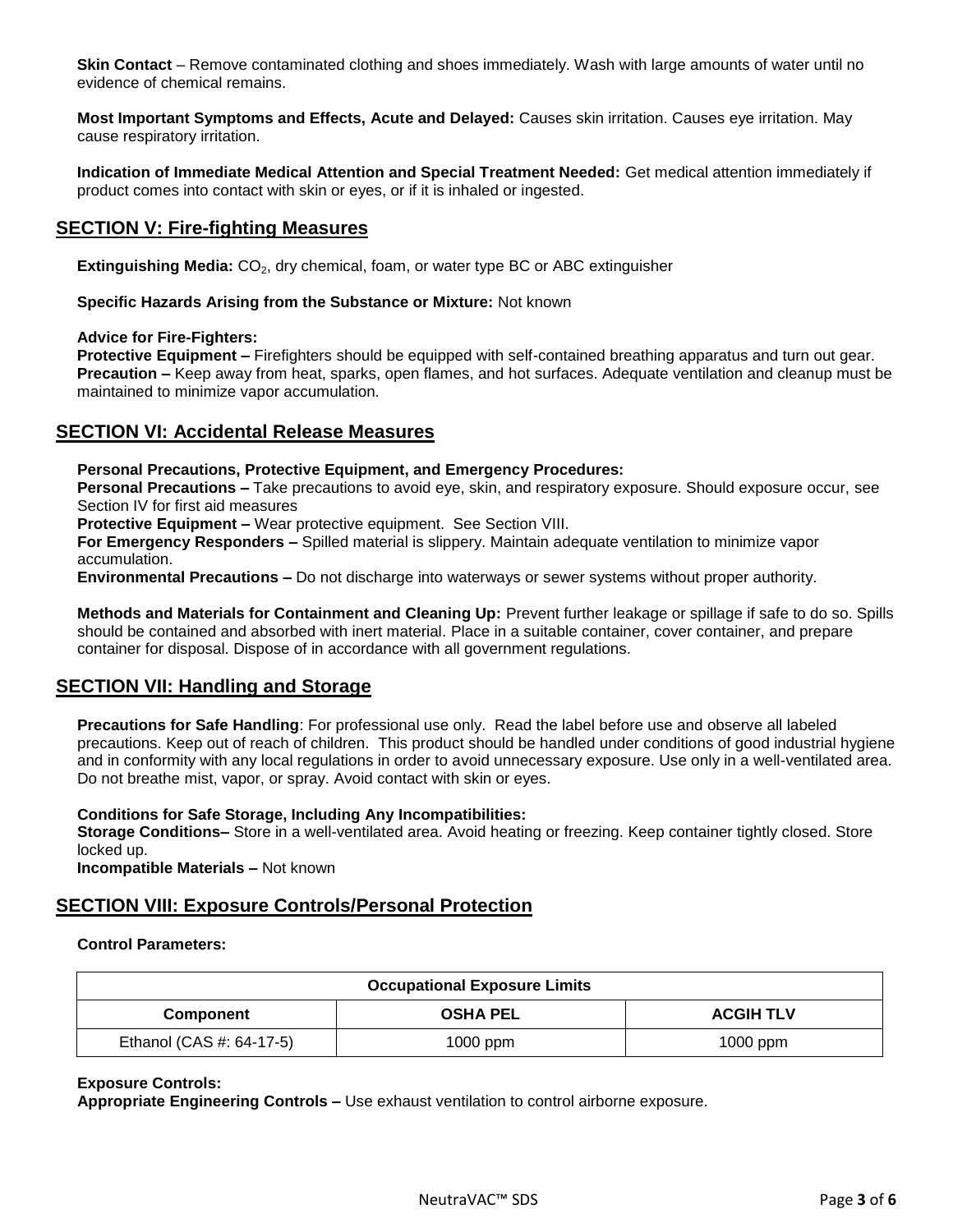**Skin Contact** – Remove contaminated clothing and shoes immediately. Wash with large amounts of water until no evidence of chemical remains.

**Most Important Symptoms and Effects, Acute and Delayed:** Causes skin irritation. Causes eye irritation. May cause respiratory irritation.

**Indication of Immediate Medical Attention and Special Treatment Needed:** Get medical attention immediately if product comes into contact with skin or eyes, or if it is inhaled or ingested.

## SECTION V: Fire-fighting Measures

**Extinguishing Media:** $CO_2$, dry chemical, foam, or water type BC or ABC extinguisher

**Specific Hazards Arising from the Substance or Mixture:** Not known

**Advice for Fire-Fighters:**
**Protective Equipment –** Firefighters should be equipped with self-contained breathing apparatus and turn out gear.
**Precaution –** Keep away from heat, sparks, open flames, and hot surfaces. Adequate ventilation and cleanup must be maintained to minimize vapor accumulation.

## SECTION VI: Accidental Release Measures

**Personal Precautions, Protective Equipment, and Emergency Procedures:**
**Personal Precautions –** Take precautions to avoid eye, skin, and respiratory exposure. Should exposure occur, see Section IV for first aid measures
**Protective Equipment –** Wear protective equipment. See Section VIII.
**For Emergency Responders –** Spilled material is slippery. Maintain adequate ventilation to minimize vapor accumulation.
**Environmental Precautions –** Do not discharge into waterways or sewer systems without proper authority.

**Methods and Materials for Containment and Cleaning Up:** Prevent further leakage or spillage if safe to do so. Spills should be contained and absorbed with inert material. Place in a suitable container, cover container, and prepare container for disposal. Dispose of in accordance with all government regulations.

## SECTION VII: Handling and Storage

**Precautions for Safe Handling**: For professional use only. Read the label before use and observe all labeled precautions. Keep out of reach of children. This product should be handled under conditions of good industrial hygiene and in conformity with any local regulations in order to avoid unnecessary exposure. Use only in a well-ventilated area. Do not breathe mist, vapor, or spray. Avoid contact with skin or eyes.

**Conditions for Safe Storage, Including Any Incompatibilities:**
**Storage Conditions–** Store in a well-ventilated area. Avoid heating or freezing. Keep container tightly closed. Store locked up.
**Incompatible Materials –** Not known

## SECTION VIII: Exposure Controls/Personal Protection

**Control Parameters:**

| Occupational Exposure Limits | | |
|---|---|---|
| **Component** | **OSHA PEL** | **ACGIH TLV** |
| Ethanol (CAS #: 64-17-5) | 1000 ppm | 1000 ppm |

**Exposure Controls:**
**Appropriate Engineering Controls –** Use exhaust ventilation to control airborne exposure.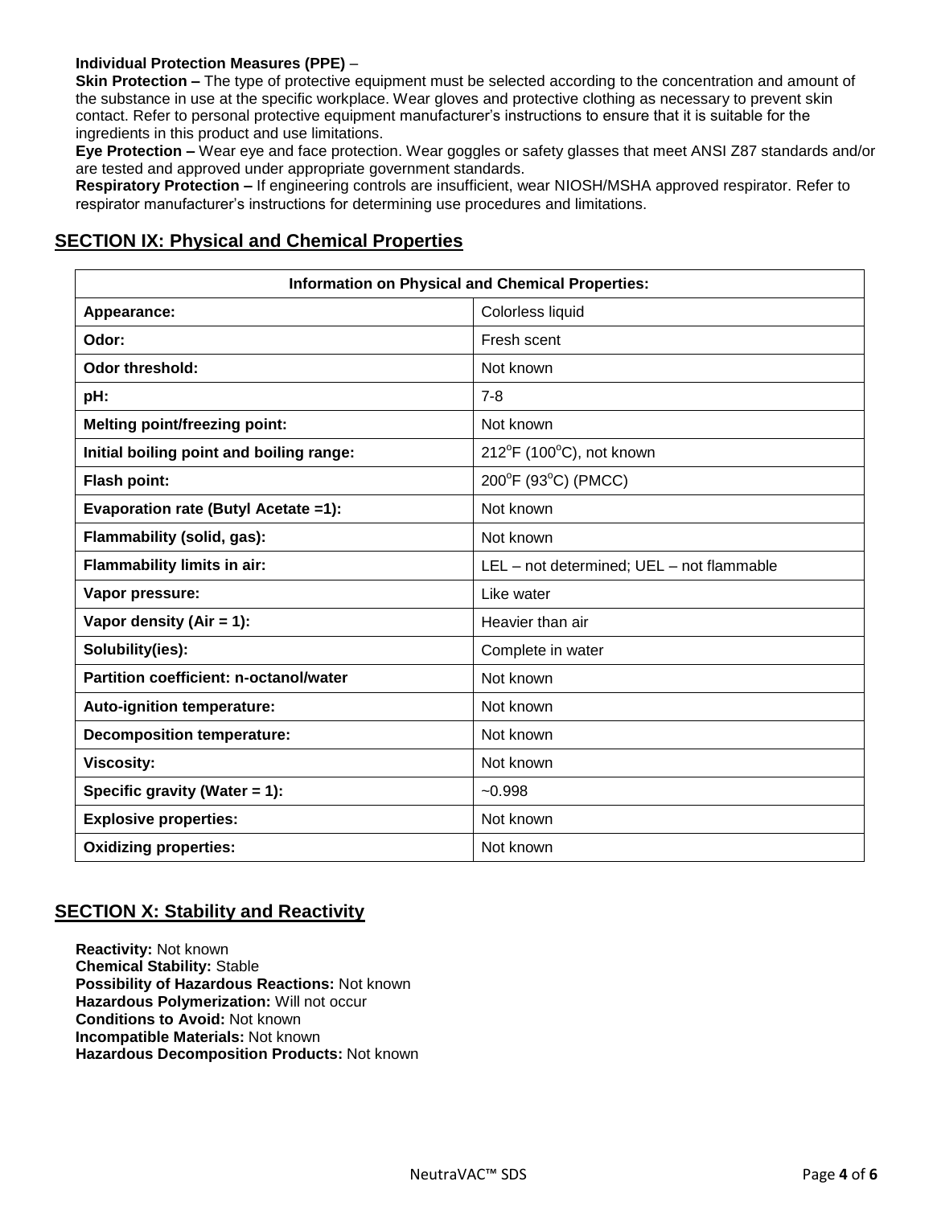**Individual Protection Measures (PPE)** –

**Skin Protection –** The type of protective equipment must be selected according to the concentration and amount of the substance in use at the specific workplace. Wear gloves and protective clothing as necessary to prevent skin contact. Refer to personal protective equipment manufacturer's instructions to ensure that it is suitable for the ingredients in this product and use limitations.

**Eye Protection –** Wear eye and face protection. Wear goggles or safety glasses that meet ANSI Z87 standards and/or are tested and approved under appropriate government standards.

**Respiratory Protection –** If engineering controls are insufficient, wear NIOSH/MSHA approved respirator. Refer to respirator manufacturer's instructions for determining use procedures and limitations.

## SECTION IX: Physical and Chemical Properties

| Information on Physical and Chemical Properties: | |
|---|---|
| **Appearance:** | Colorless liquid |
| **Odor:** | Fresh scent |
| **Odor threshold:** | Not known |
| **pH:** | 7-8 |
| **Melting point/freezing point:** | Not known |
| **Initial boiling point and boiling range:** | 212°F (100°C), not known |
| **Flash point:** | 200°F (93°C) (PMCC) |
| **Evaporation rate (Butyl Acetate =1):** | Not known |
| **Flammability (solid, gas):** | Not known |
| **Flammability limits in air:** | LEL – not determined; UEL – not flammable |
| **Vapor pressure:** | Like water |
| **Vapor density (Air = 1):** | Heavier than air |
| **Solubility(ies):** | Complete in water |
| **Partition coefficient: n-octanol/water** | Not known |
| **Auto-ignition temperature:** | Not known |
| **Decomposition temperature:** | Not known |
| **Viscosity:** | Not known |
| **Specific gravity (Water = 1):** | ~0.998 |
| **Explosive properties:** | Not known |
| **Oxidizing properties:** | Not known |

## SECTION X: Stability and Reactivity

**Reactivity:** Not known
**Chemical Stability:** Stable
**Possibility of Hazardous Reactions:** Not known
**Hazardous Polymerization:** Will not occur
**Conditions to Avoid:** Not known
**Incompatible Materials:** Not known
**Hazardous Decomposition Products:** Not known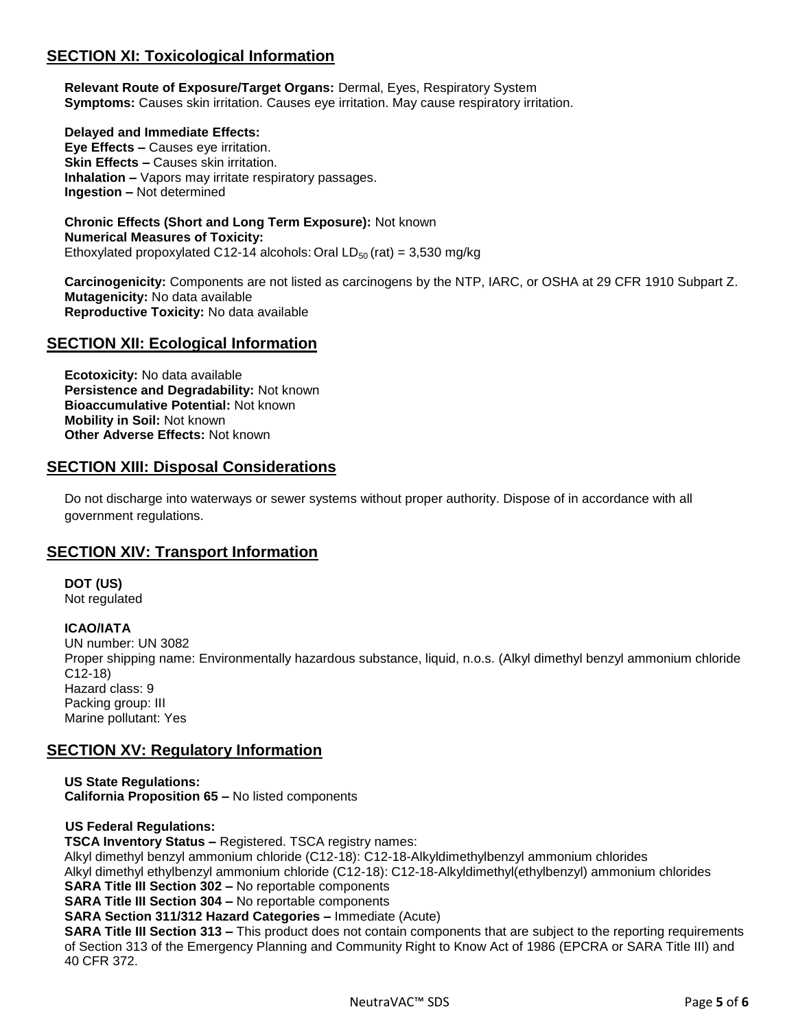## SECTION XI: Toxicological Information

**Relevant Route of Exposure/Target Organs:** Dermal, Eyes, Respiratory System
**Symptoms:** Causes skin irritation. Causes eye irritation. May cause respiratory irritation.

**Delayed and Immediate Effects:**
**Eye Effects –** Causes eye irritation.
**Skin Effects –** Causes skin irritation.
**Inhalation –** Vapors may irritate respiratory passages.
**Ingestion –** Not determined

**Chronic Effects (Short and Long Term Exposure):** Not known
**Numerical Measures of Toxicity:**
Ethoxylated propoxylated C12-14 alcohols: Oral $LD_{50}$ (rat) = 3,530 mg/kg

**Carcinogenicity:** Components are not listed as carcinogens by the NTP, IARC, or OSHA at 29 CFR 1910 Subpart Z.
**Mutagenicity:** No data available
**Reproductive Toxicity:** No data available

## SECTION XII: Ecological Information

**Ecotoxicity:** No data available
**Persistence and Degradability:** Not known
**Bioaccumulative Potential:** Not known
**Mobility in Soil:** Not known
**Other Adverse Effects:** Not known

## SECTION XIII: Disposal Considerations

Do not discharge into waterways or sewer systems without proper authority. Dispose of in accordance with all government regulations.

## SECTION XIV: Transport Information

**DOT (US)**
Not regulated

**ICAO/IATA**
UN number: UN 3082
Proper shipping name: Environmentally hazardous substance, liquid, n.o.s. (Alkyl dimethyl benzyl ammonium chloride C12-18)
Hazard class: 9
Packing group: III
Marine pollutant: Yes

## SECTION XV: Regulatory Information

**US State Regulations:**
**California Proposition 65 –** No listed components

**US Federal Regulations:**
**TSCA Inventory Status –** Registered. TSCA registry names:
Alkyl dimethyl benzyl ammonium chloride (C12-18): C12-18-Alkyldimethylbenzyl ammonium chlorides
Alkyl dimethyl ethylbenzyl ammonium chloride (C12-18): C12-18-Alkyldimethyl(ethylbenzyl) ammonium chlorides
**SARA Title III Section 302 –** No reportable components
**SARA Title III Section 304 –** No reportable components
**SARA Section 311/312 Hazard Categories –** Immediate (Acute)
**SARA Title III Section 313 –** This product does not contain components that are subject to the reporting requirements of Section 313 of the Emergency Planning and Community Right to Know Act of 1986 (EPCRA or SARA Title III) and 40 CFR 372.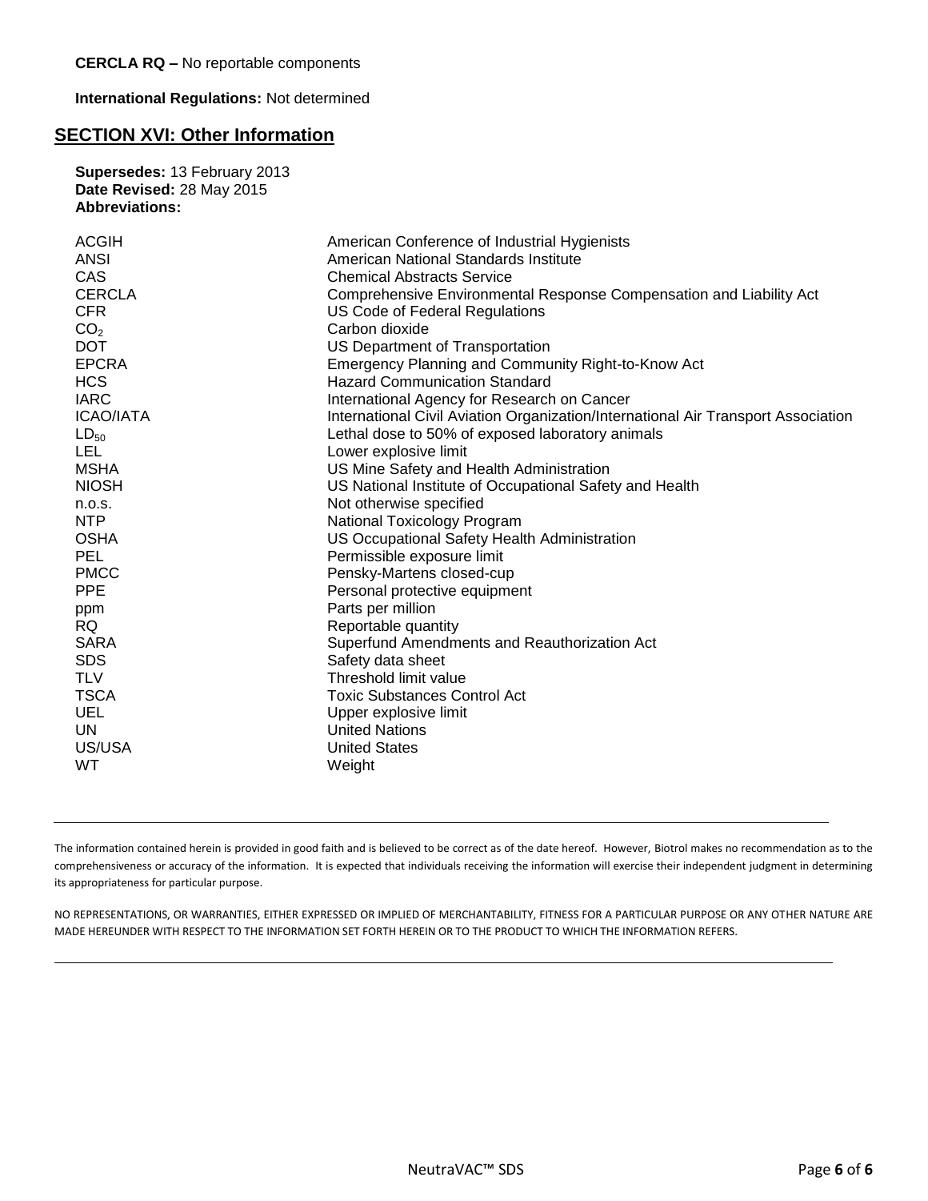**CERCLA RQ –** No reportable components

**International Regulations:** Not determined

## SECTION XVI: Other Information

**Supersedes:** 13 February 2013
**Date Revised:** 28 May 2015
**Abbreviations:**

| | |
|---|---|
| ACGIH | American Conference of Industrial Hygienists |
| ANSI | American National Standards Institute |
| CAS | Chemical Abstracts Service |
| CERCLA | Comprehensive Environmental Response Compensation and Liability Act |
| CFR | US Code of Federal Regulations |
| $CO_2$ | Carbon dioxide |
| DOT | US Department of Transportation |
| EPCRA | Emergency Planning and Community Right-to-Know Act |
| HCS | Hazard Communication Standard |
| IARC | International Agency for Research on Cancer |
| ICAO/IATA | International Civil Aviation Organization/International Air Transport Association |
| $LD_{50}$ | Lethal dose to 50% of exposed laboratory animals |
| LEL | Lower explosive limit |
| MSHA | US Mine Safety and Health Administration |
| NIOSH | US National Institute of Occupational Safety and Health |
| n.o.s. | Not otherwise specified |
| NTP | National Toxicology Program |
| OSHA | US Occupational Safety Health Administration |
| PEL | Permissible exposure limit |
| PMCC | Pensky-Martens closed-cup |
| PPE | Personal protective equipment |
| ppm | Parts per million |
| RQ | Reportable quantity |
| SARA | Superfund Amendments and Reauthorization Act |
| SDS | Safety data sheet |
| TLV | Threshold limit value |
| TSCA | Toxic Substances Control Act |
| UEL | Upper explosive limit |
| UN | United Nations |
| US/USA | United States |
| WT | Weight |

---

The information contained herein is provided in good faith and is believed to be correct as of the date hereof. However, Biotrol makes no recommendation as to the comprehensiveness or accuracy of the information. It is expected that individuals receiving the information will exercise their independent judgment in determining its appropriateness for particular purpose.

NO REPRESENTATIONS, OR WARRANTIES, EITHER EXPRESSED OR IMPLIED OF MERCHANTABILITY, FITNESS FOR A PARTICULAR PURPOSE OR ANY OTHER NATURE ARE MADE HEREUNDER WITH RESPECT TO THE INFORMATION SET FORTH HEREIN OR TO THE PRODUCT TO WHICH THE INFORMATION REFERS.

---